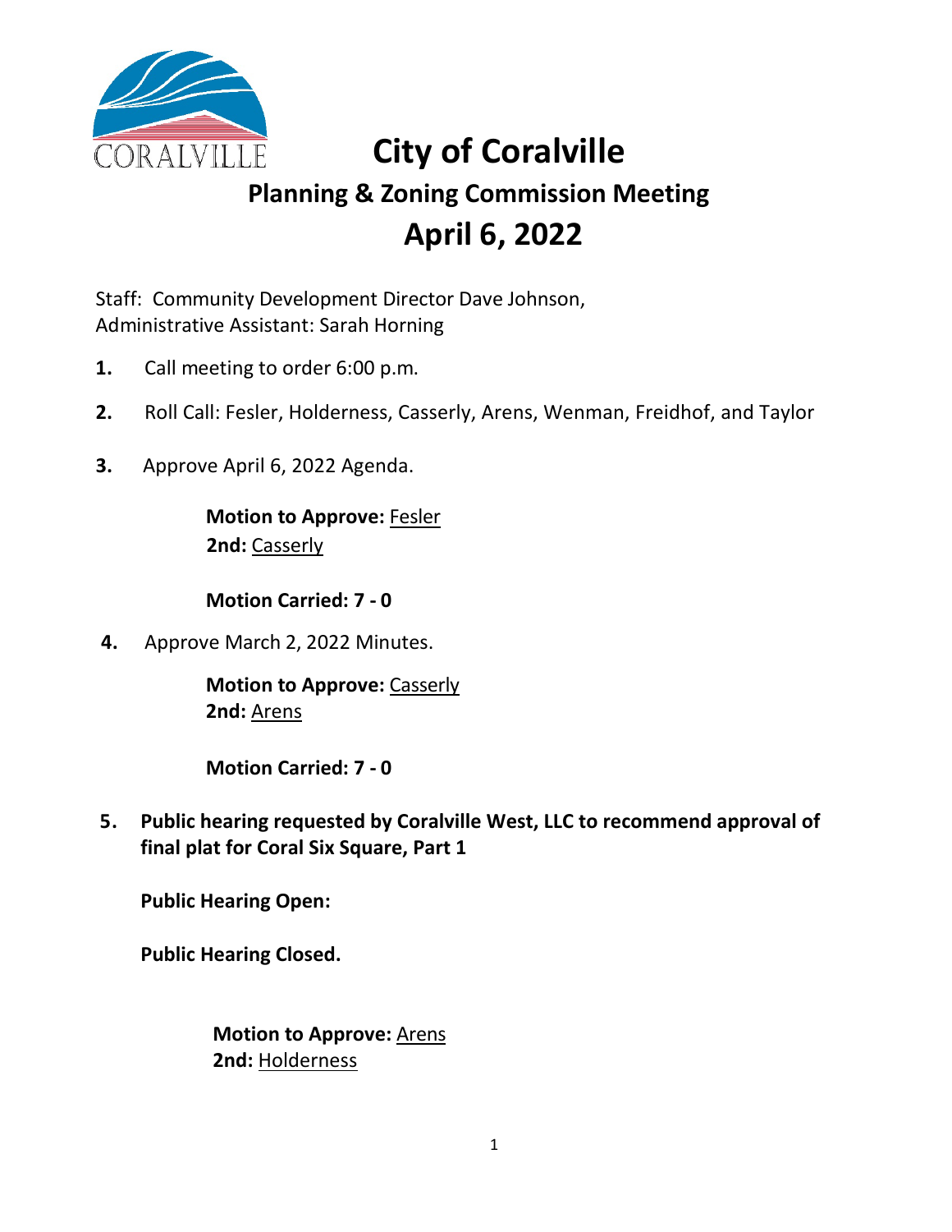# City of Coralville

## Planning & Zoning Commission Meeting

## April 6, 2022

Staff: Community Development Director Dave Johnson,
Administrative Assistant: Sarah Horning

1. Call meeting to order 6:00 p.m.

2. Roll Call: Fesler, Holderness, Casserly, Arens, Wenman, Freidhof, and Taylor

3. Approve April 6, 2022 Agenda.

   **Motion to Approve:** Fesler
   **2nd:** Casserly

   **Motion Carried: 7 - 0**

4. Approve March 2, 2022 Minutes.

   **Motion to Approve:** Casserly
   **2nd:** Arens

   **Motion Carried: 7 - 0**

5. **Public hearing requested by Coralville West, LLC to recommend approval of final plat for Coral Six Square, Part 1**

   **Public Hearing Open:**

   **Public Hearing Closed.**

   **Motion to Approve:** Arens
   **2nd:** Holderness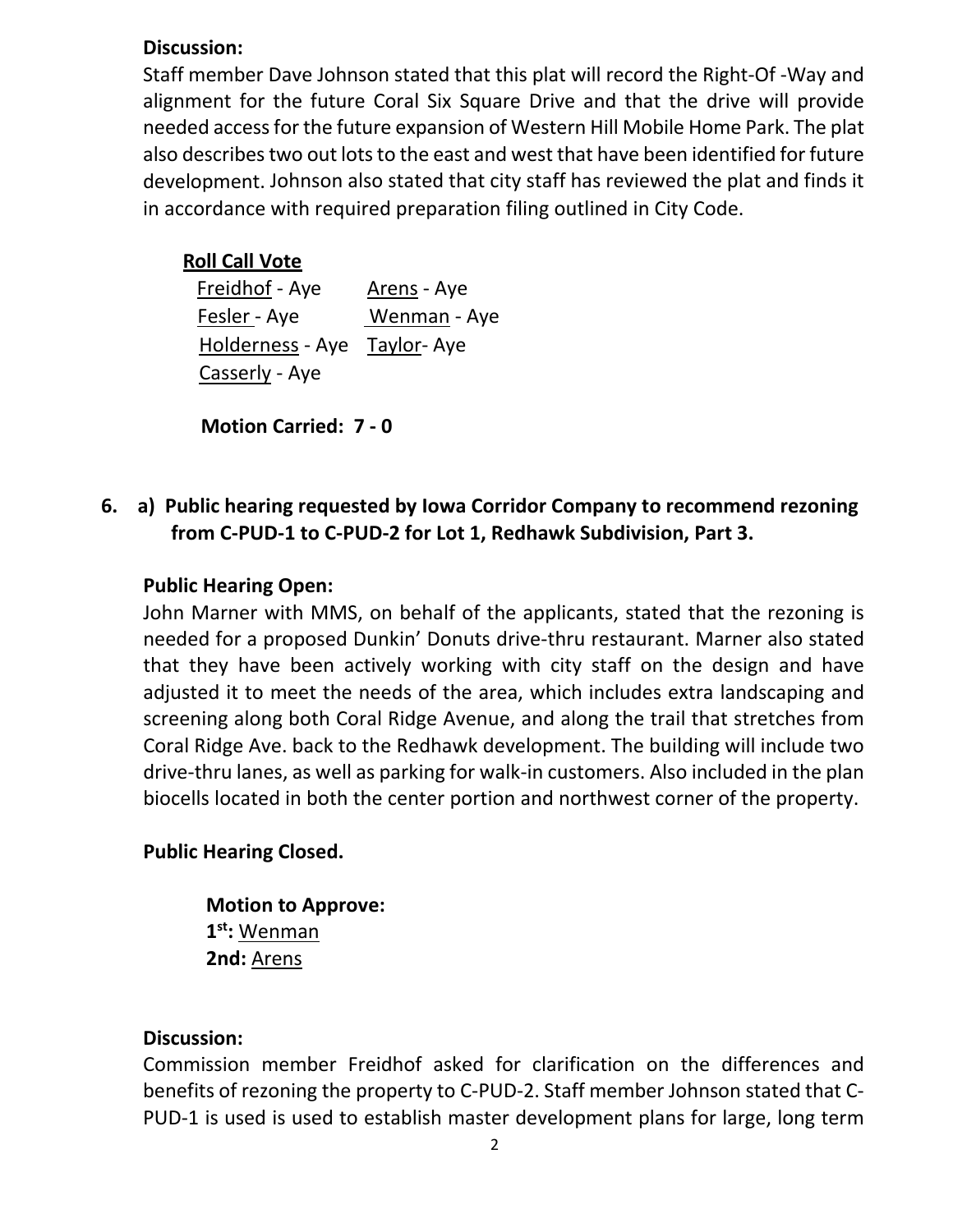**Discussion:**

Staff member Dave Johnson stated that this plat will record the Right-Of -Way and alignment for the future Coral Six Square Drive and that the drive will provide needed access for the future expansion of Western Hill Mobile Home Park. The plat also describes two out lots to the east and west that have been identified for future development. Johnson also stated that city staff has reviewed the plat and finds it in accordance with required preparation filing outlined in City Code.

**Roll Call Vote**

Freidhof - Aye    Arens - Aye
Fesler - Aye    Wenman - Aye
Holderness - Aye    Taylor- Aye
Casserly - Aye

**Motion Carried: 7 - 0**

**6. a) Public hearing requested by Iowa Corridor Company to recommend rezoning from C-PUD-1 to C-PUD-2 for Lot 1, Redhawk Subdivision, Part 3.**

**Public Hearing Open:**

John Marner with MMS, on behalf of the applicants, stated that the rezoning is needed for a proposed Dunkin' Donuts drive-thru restaurant. Marner also stated that they have been actively working with city staff on the design and have adjusted it to meet the needs of the area, which includes extra landscaping and screening along both Coral Ridge Avenue, and along the trail that stretches from Coral Ridge Ave. back to the Redhawk development. The building will include two drive-thru lanes, as well as parking for walk-in customers. Also included in the plan biocells located in both the center portion and northwest corner of the property.

**Public Hearing Closed.**

**Motion to Approve:**
**1st:** Wenman
**2nd:** Arens

**Discussion:**

Commission member Freidhof asked for clarification on the differences and benefits of rezoning the property to C-PUD-2. Staff member Johnson stated that C-PUD-1 is used is used to establish master development plans for large, long term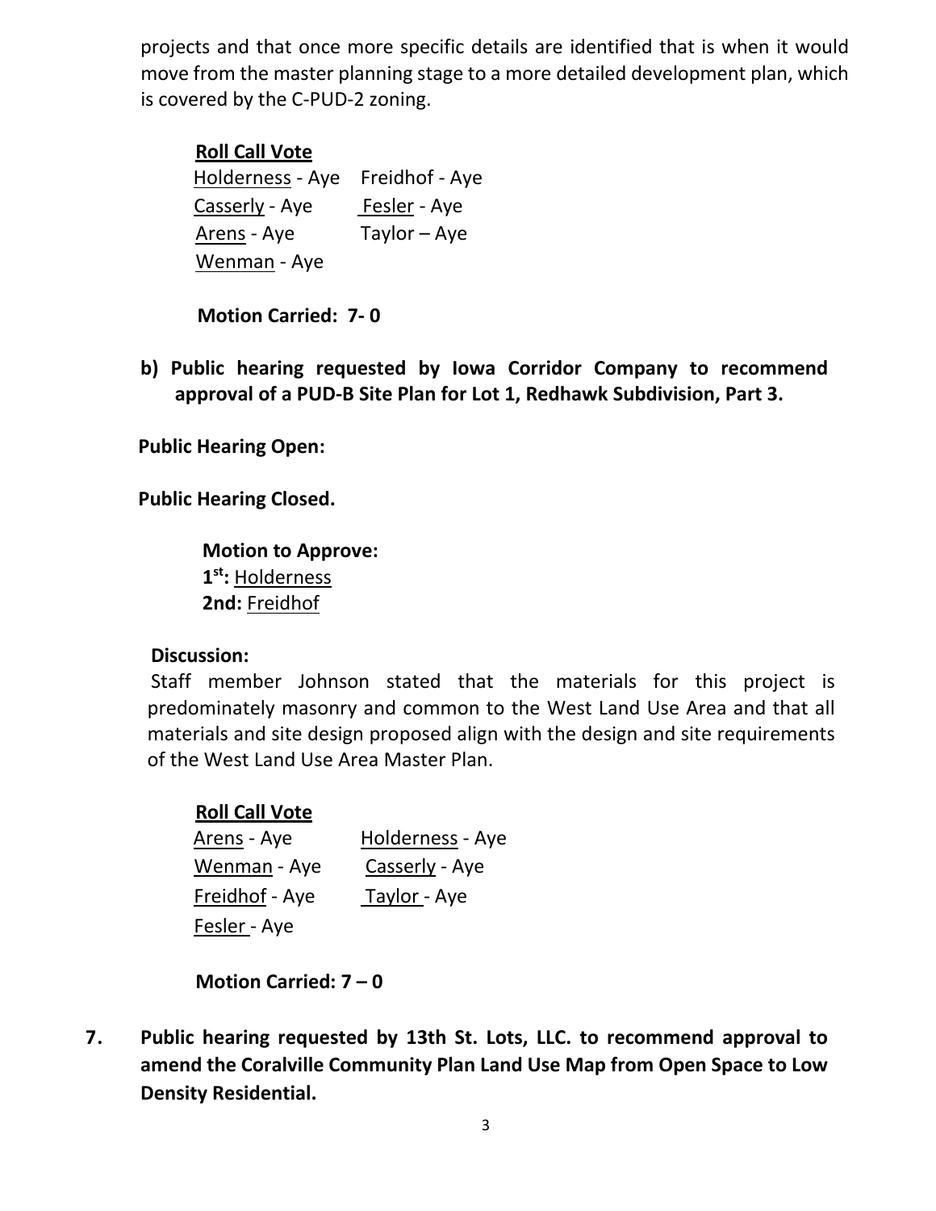projects and that once more specific details are identified that is when it would move from the master planning stage to a more detailed development plan, which is covered by the C-PUD-2 zoning.

**Roll Call Vote**

Holderness - Aye    Freidhof - Aye
Casserly - Aye    Fesler - Aye
Arens - Aye    Taylor – Aye
Wenman - Aye

**Motion Carried: 7- 0**

**b) Public hearing requested by Iowa Corridor Company to recommend approval of a PUD-B Site Plan for Lot 1, Redhawk Subdivision, Part 3.**

**Public Hearing Open:**

**Public Hearing Closed.**

**Motion to Approve:**
**1st:** Holderness
**2nd:** Freidhof

**Discussion:**
Staff member Johnson stated that the materials for this project is predominately masonry and common to the West Land Use Area and that all materials and site design proposed align with the design and site requirements of the West Land Use Area Master Plan.

**Roll Call Vote**

Arens - Aye    Holderness - Aye
Wenman - Aye    Casserly - Aye
Freidhof - Aye    Taylor - Aye
Fesler - Aye

**Motion Carried: 7 – 0**

**7. Public hearing requested by 13th St. Lots, LLC. to recommend approval to amend the Coralville Community Plan Land Use Map from Open Space to Low Density Residential.**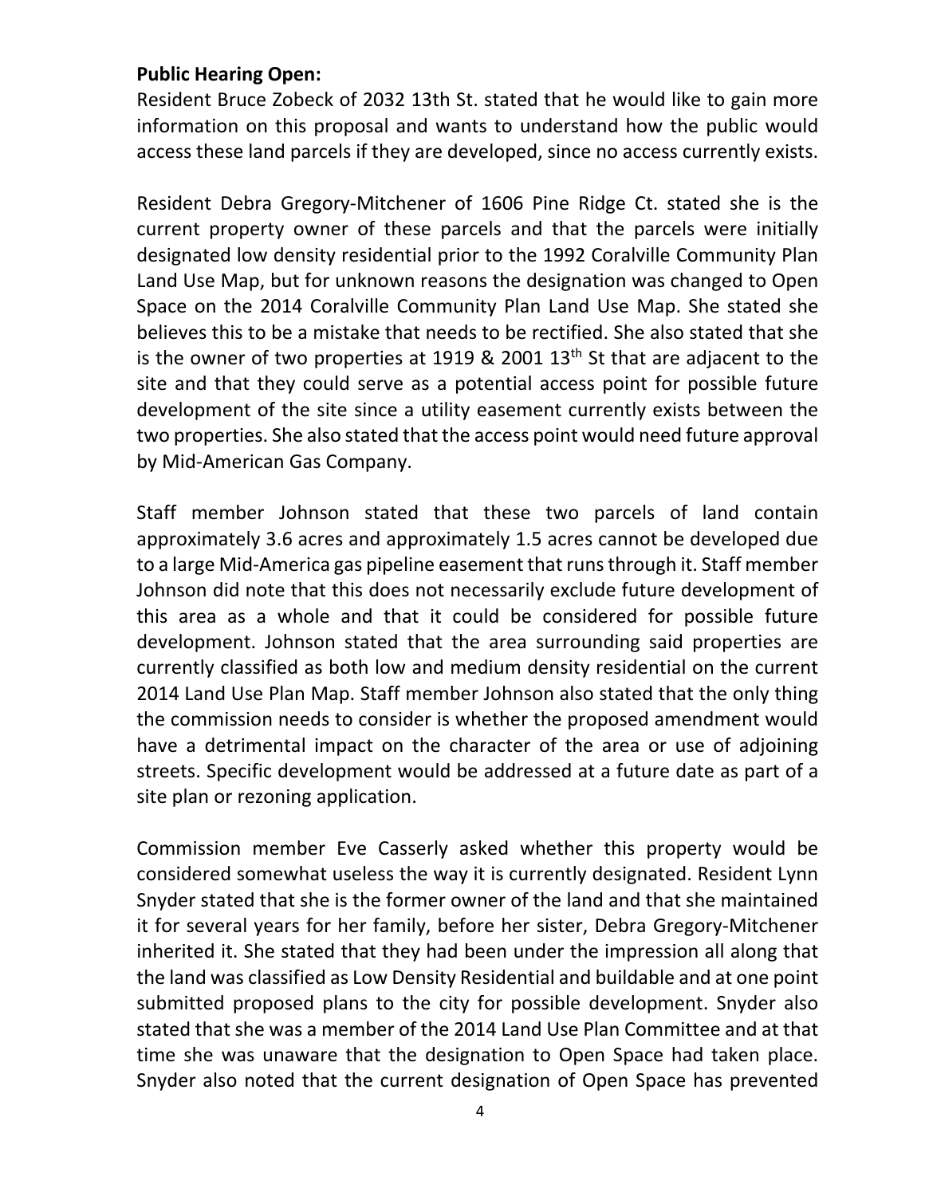**Public Hearing Open:**

Resident Bruce Zobeck of 2032 13th St. stated that he would like to gain more information on this proposal and wants to understand how the public would access these land parcels if they are developed, since no access currently exists.

Resident Debra Gregory-Mitchener of 1606 Pine Ridge Ct. stated she is the current property owner of these parcels and that the parcels were initially designated low density residential prior to the 1992 Coralville Community Plan Land Use Map, but for unknown reasons the designation was changed to Open Space on the 2014 Coralville Community Plan Land Use Map. She stated she believes this to be a mistake that needs to be rectified. She also stated that she is the owner of two properties at 1919 & 2001 13th St that are adjacent to the site and that they could serve as a potential access point for possible future development of the site since a utility easement currently exists between the two properties. She also stated that the access point would need future approval by Mid-American Gas Company.

Staff member Johnson stated that these two parcels of land contain approximately 3.6 acres and approximately 1.5 acres cannot be developed due to a large Mid-America gas pipeline easement that runs through it. Staff member Johnson did note that this does not necessarily exclude future development of this area as a whole and that it could be considered for possible future development. Johnson stated that the area surrounding said properties are currently classified as both low and medium density residential on the current 2014 Land Use Plan Map. Staff member Johnson also stated that the only thing the commission needs to consider is whether the proposed amendment would have a detrimental impact on the character of the area or use of adjoining streets. Specific development would be addressed at a future date as part of a site plan or rezoning application.

Commission member Eve Casserly asked whether this property would be considered somewhat useless the way it is currently designated. Resident Lynn Snyder stated that she is the former owner of the land and that she maintained it for several years for her family, before her sister, Debra Gregory-Mitchener inherited it. She stated that they had been under the impression all along that the land was classified as Low Density Residential and buildable and at one point submitted proposed plans to the city for possible development. Snyder also stated that she was a member of the 2014 Land Use Plan Committee and at that time she was unaware that the designation to Open Space had taken place. Snyder also noted that the current designation of Open Space has prevented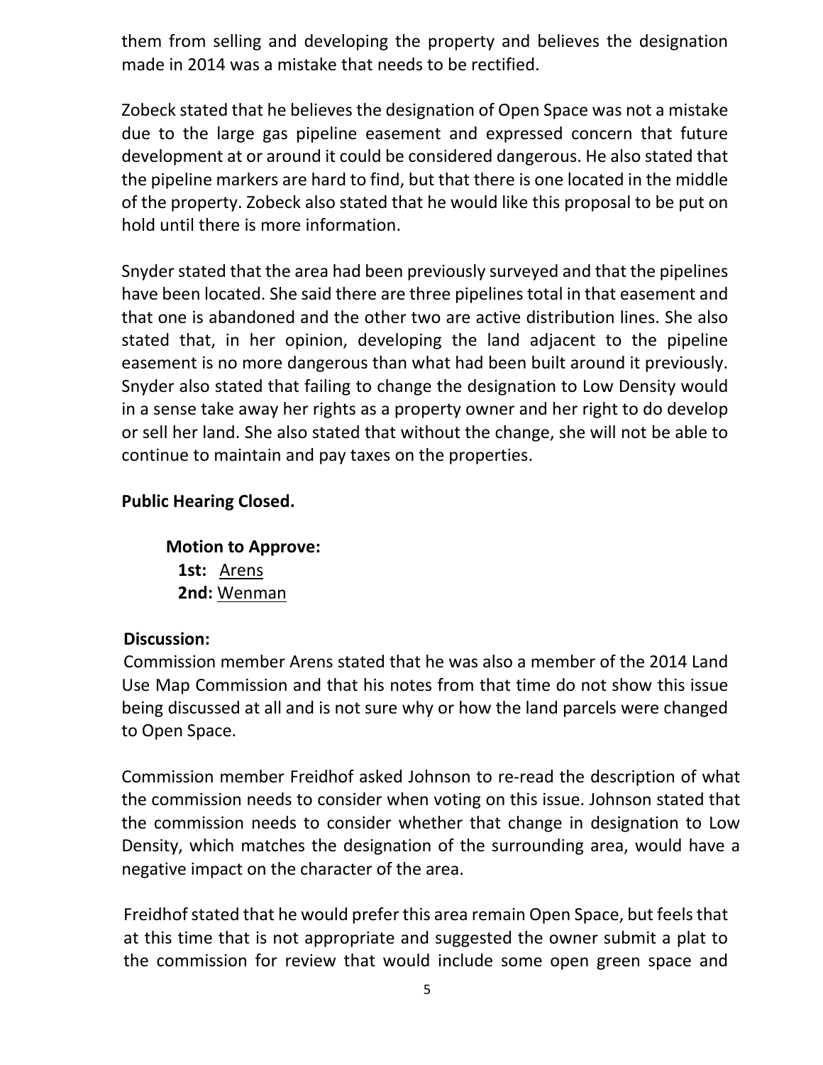them from selling and developing the property and believes the designation made in 2014 was a mistake that needs to be rectified.

Zobeck stated that he believes the designation of Open Space was not a mistake due to the large gas pipeline easement and expressed concern that future development at or around it could be considered dangerous. He also stated that the pipeline markers are hard to find, but that there is one located in the middle of the property. Zobeck also stated that he would like this proposal to be put on hold until there is more information.

Snyder stated that the area had been previously surveyed and that the pipelines have been located. She said there are three pipelines total in that easement and that one is abandoned and the other two are active distribution lines. She also stated that, in her opinion, developing the land adjacent to the pipeline easement is no more dangerous than what had been built around it previously. Snyder also stated that failing to change the designation to Low Density would in a sense take away her rights as a property owner and her right to do develop or sell her land. She also stated that without the change, she will not be able to continue to maintain and pay taxes on the properties.

**Public Hearing Closed.**

**Motion to Approve:**
**1st:** Arens
**2nd:** Wenman

**Discussion:**
Commission member Arens stated that he was also a member of the 2014 Land Use Map Commission and that his notes from that time do not show this issue being discussed at all and is not sure why or how the land parcels were changed to Open Space.

Commission member Freidhof asked Johnson to re-read the description of what the commission needs to consider when voting on this issue. Johnson stated that the commission needs to consider whether that change in designation to Low Density, which matches the designation of the surrounding area, would have a negative impact on the character of the area.

Freidhof stated that he would prefer this area remain Open Space, but feels that at this time that is not appropriate and suggested the owner submit a plat to the commission for review that would include some open green space and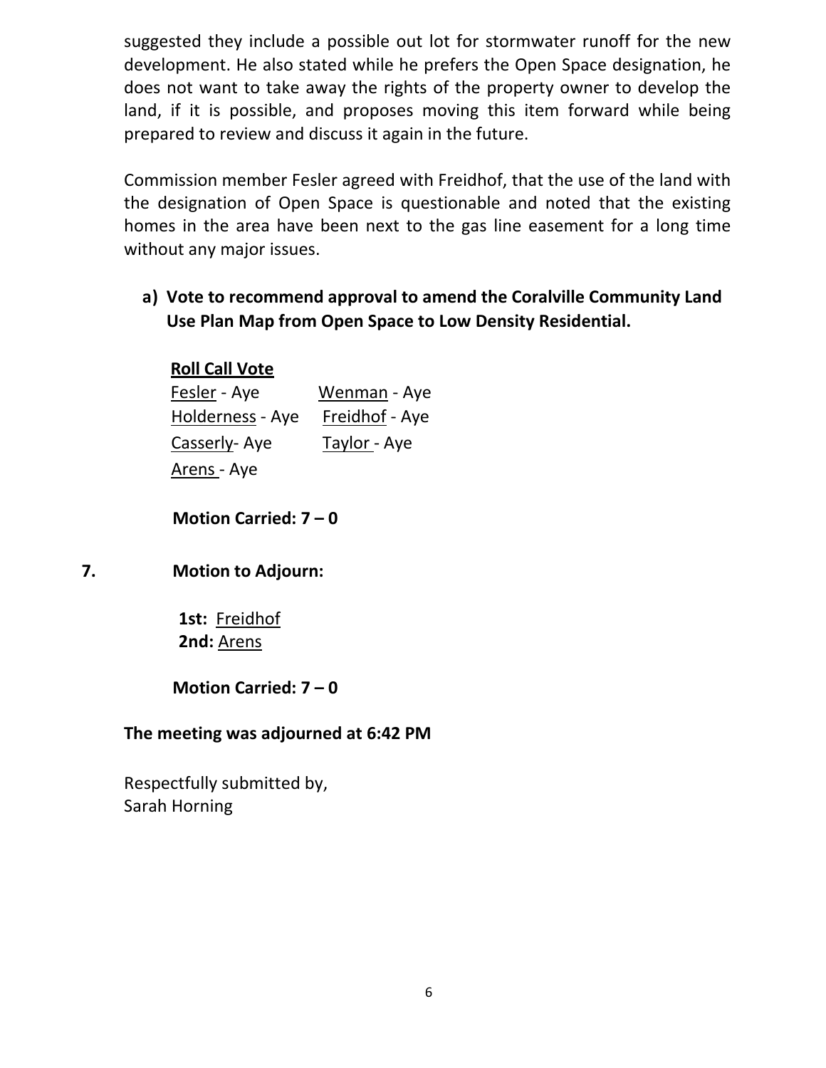suggested they include a possible out lot for stormwater runoff for the new development. He also stated while he prefers the Open Space designation, he does not want to take away the rights of the property owner to develop the land, if it is possible, and proposes moving this item forward while being prepared to review and discuss it again in the future.

Commission member Fesler agreed with Freidhof, that the use of the land with the designation of Open Space is questionable and noted that the existing homes in the area have been next to the gas line easement for a long time without any major issues.

**a) Vote to recommend approval to amend the Coralville Community Land Use Plan Map from Open Space to Low Density Residential.**

**Roll Call Vote**

| | |
|---|---|
| Fesler - Aye | Wenman - Aye |
| Holderness - Aye | Freidhof - Aye |
| Casserly- Aye | Taylor - Aye |
| Arens - Aye | |

**Motion Carried: 7 – 0**

**7. Motion to Adjourn:**

**1st:** Freidhof
**2nd:** Arens

**Motion Carried: 7 – 0**

**The meeting was adjourned at 6:42 PM**

Respectfully submitted by,
Sarah Horning